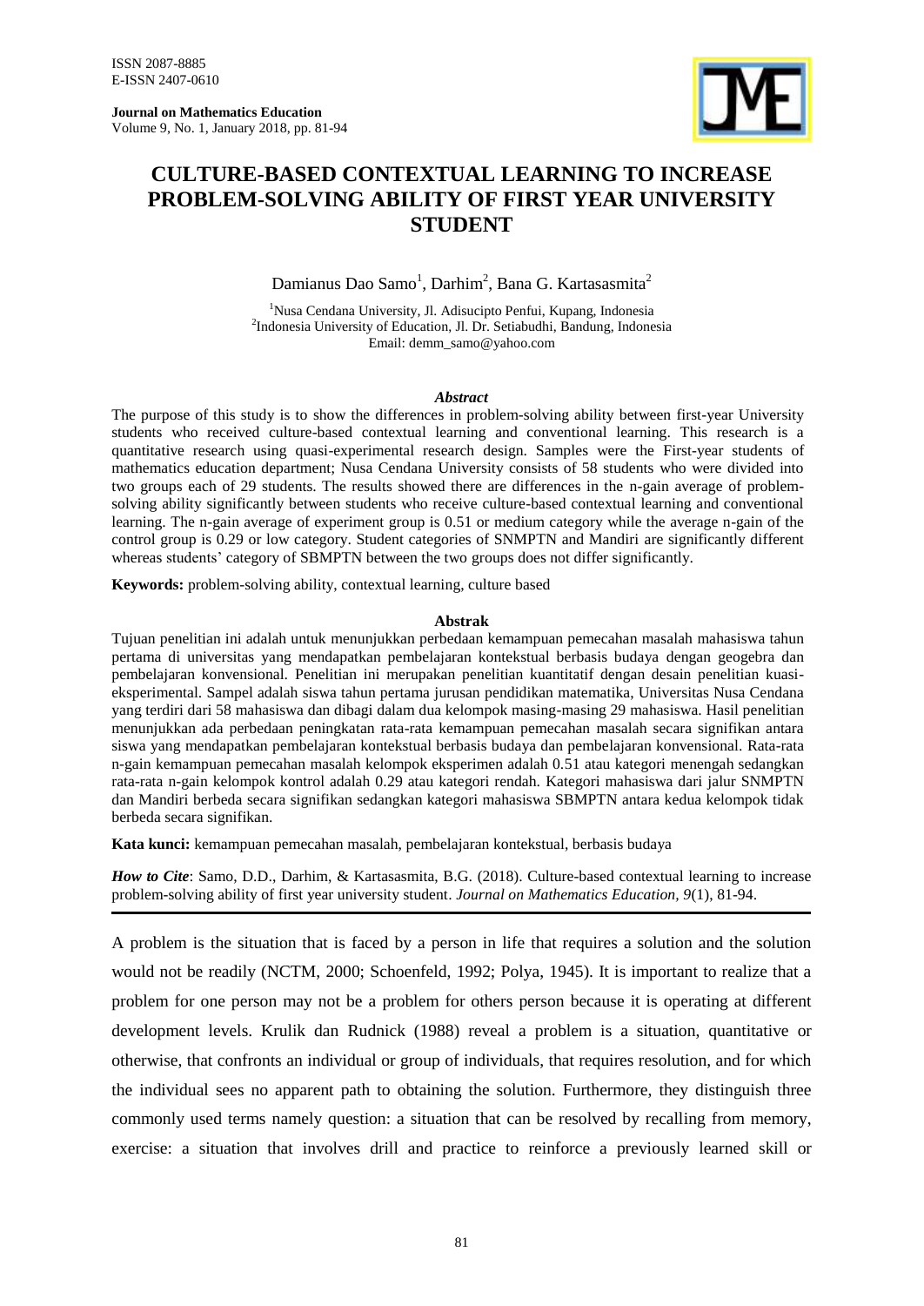ISSN 2087-8885
E-ISSN 2407-0610

**Journal on Mathematics Education**
Volume 9, No. 1, January 2018, pp. 81-94

# CULTURE-BASED CONTEXTUAL LEARNING TO INCREASE PROBLEM-SOLVING ABILITY OF FIRST YEAR UNIVERSITY STUDENT

Damianus Dao Samo[1], Darhim[2], Bana G. Kartasasmita[2]

[1]Nusa Cendana University, Jl. Adisucipto Penfui, Kupang, Indonesia
[2]Indonesia University of Education, Jl. Dr. Setiabudhi, Bandung, Indonesia
Email: demm_samo@yahoo.com

### *Abstract*

The purpose of this study is to show the differences in problem-solving ability between first-year University students who received culture-based contextual learning and conventional learning. This research is a quantitative research using quasi-experimental research design. Samples were the First-year students of mathematics education department; Nusa Cendana University consists of 58 students who were divided into two groups each of 29 students. The results showed there are differences in the n-gain average of problem-solving ability significantly between students who receive culture-based contextual learning and conventional learning. The n-gain average of experiment group is 0.51 or medium category while the average n-gain of the control group is 0.29 or low category. Student categories of SNMPTN and Mandiri are significantly different whereas students' category of SBMPTN between the two groups does not differ significantly.

**Keywords:** problem-solving ability, contextual learning, culture based

### Abstrak

Tujuan penelitian ini adalah untuk menunjukkan perbedaan kemampuan pemecahan masalah mahasiswa tahun pertama di universitas yang mendapatkan pembelajaran kontekstual berbasis budaya dengan geogebra dan pembelajaran konvensional. Penelitian ini merupakan penelitian kuantitatif dengan desain penelitian kuasi-eksperimental. Sampel adalah siswa tahun pertama jurusan pendidikan matematika, Universitas Nusa Cendana yang terdiri dari 58 mahasiswa dan dibagi dalam dua kelompok masing-masing 29 mahasiswa. Hasil penelitian menunjukkan ada perbedaan peningkatan rata-rata kemampuan pemecahan masalah secara signifikan antara siswa yang mendapatkan pembelajaran kontekstual berbasis budaya dan pembelajaran konvensional. Rata-rata n-gain kemampuan pemecahan masalah kelompok eksperimen adalah 0.51 atau kategori menengah sedangkan rata-rata n-gain kelompok kontrol adalah 0.29 atau kategori rendah. Kategori mahasiswa dari jalur SNMPTN dan Mandiri berbeda secara signifikan sedangkan kategori mahasiswa SBMPTN antara kedua kelompok tidak berbeda secara signifikan.

**Kata kunci:** kemampuan pemecahan masalah, pembelajaran kontekstual, berbasis budaya

***How to Cite***: Samo, D.D., Darhim, & Kartasasmita, B.G. (2018). Culture-based contextual learning to increase problem-solving ability of first year university student. *Journal on Mathematics Education, 9*(1), 81-94.

---

A problem is the situation that is faced by a person in life that requires a solution and the solution would not be readily (NCTM, 2000; Schoenfeld, 1992; Polya, 1945). It is important to realize that a problem for one person may not be a problem for others person because it is operating at different development levels. Krulik dan Rudnick (1988) reveal a problem is a situation, quantitative or otherwise, that confronts an individual or group of individuals, that requires resolution, and for which the individual sees no apparent path to obtaining the solution. Furthermore, they distinguish three commonly used terms namely question: a situation that can be resolved by recalling from memory, exercise: a situation that involves drill and practice to reinforce a previously learned skill or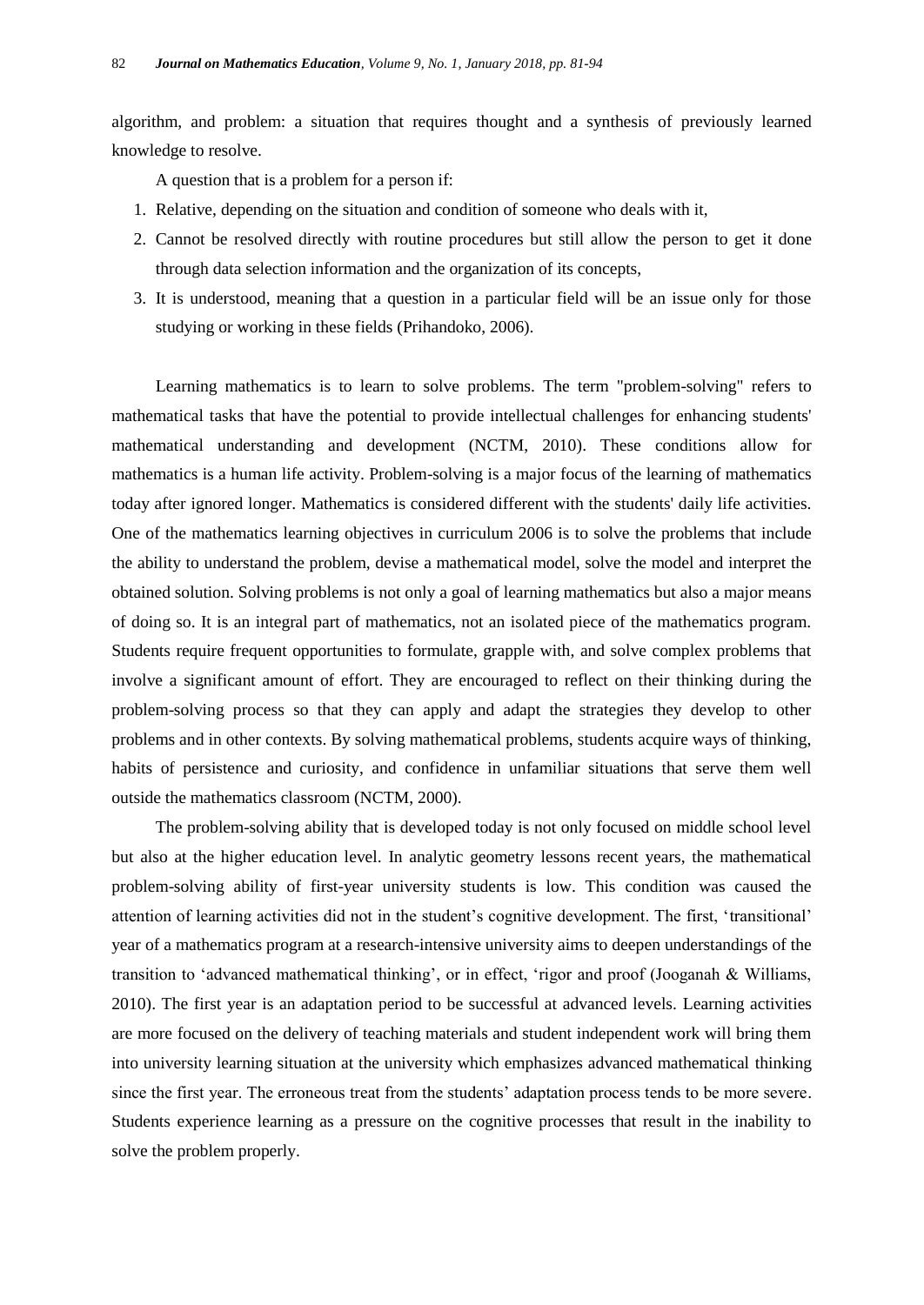algorithm, and problem: a situation that requires thought and a synthesis of previously learned knowledge to resolve.

A question that is a problem for a person if:

1. Relative, depending on the situation and condition of someone who deals with it,
2. Cannot be resolved directly with routine procedures but still allow the person to get it done through data selection information and the organization of its concepts,
3. It is understood, meaning that a question in a particular field will be an issue only for those studying or working in these fields (Prihandoko, 2006).

Learning mathematics is to learn to solve problems. The term "problem-solving" refers to mathematical tasks that have the potential to provide intellectual challenges for enhancing students' mathematical understanding and development (NCTM, 2010). These conditions allow for mathematics is a human life activity. Problem-solving is a major focus of the learning of mathematics today after ignored longer. Mathematics is considered different with the students' daily life activities. One of the mathematics learning objectives in curriculum 2006 is to solve the problems that include the ability to understand the problem, devise a mathematical model, solve the model and interpret the obtained solution. Solving problems is not only a goal of learning mathematics but also a major means of doing so. It is an integral part of mathematics, not an isolated piece of the mathematics program. Students require frequent opportunities to formulate, grapple with, and solve complex problems that involve a significant amount of effort. They are encouraged to reflect on their thinking during the problem-solving process so that they can apply and adapt the strategies they develop to other problems and in other contexts. By solving mathematical problems, students acquire ways of thinking, habits of persistence and curiosity, and confidence in unfamiliar situations that serve them well outside the mathematics classroom (NCTM, 2000).

The problem-solving ability that is developed today is not only focused on middle school level but also at the higher education level. In analytic geometry lessons recent years, the mathematical problem-solving ability of first-year university students is low. This condition was caused the attention of learning activities did not in the student's cognitive development. The first, 'transitional' year of a mathematics program at a research-intensive university aims to deepen understandings of the transition to 'advanced mathematical thinking', or in effect, 'rigor and proof (Jooganah & Williams, 2010). The first year is an adaptation period to be successful at advanced levels. Learning activities are more focused on the delivery of teaching materials and student independent work will bring them into university learning situation at the university which emphasizes advanced mathematical thinking since the first year. The erroneous treat from the students' adaptation process tends to be more severe. Students experience learning as a pressure on the cognitive processes that result in the inability to solve the problem properly.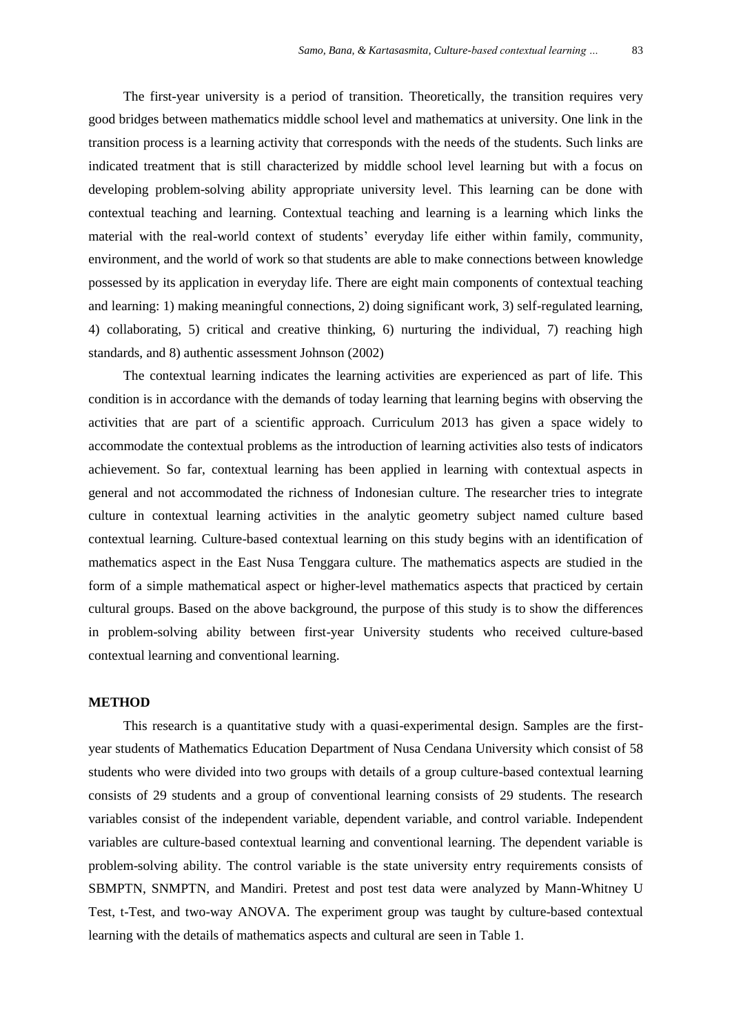The first-year university is a period of transition. Theoretically, the transition requires very good bridges between mathematics middle school level and mathematics at university. One link in the transition process is a learning activity that corresponds with the needs of the students. Such links are indicated treatment that is still characterized by middle school level learning but with a focus on developing problem-solving ability appropriate university level. This learning can be done with contextual teaching and learning. Contextual teaching and learning is a learning which links the material with the real-world context of students' everyday life either within family, community, environment, and the world of work so that students are able to make connections between knowledge possessed by its application in everyday life. There are eight main components of contextual teaching and learning: 1) making meaningful connections, 2) doing significant work, 3) self-regulated learning, 4) collaborating, 5) critical and creative thinking, 6) nurturing the individual, 7) reaching high standards, and 8) authentic assessment Johnson (2002)

The contextual learning indicates the learning activities are experienced as part of life. This condition is in accordance with the demands of today learning that learning begins with observing the activities that are part of a scientific approach. Curriculum 2013 has given a space widely to accommodate the contextual problems as the introduction of learning activities also tests of indicators achievement. So far, contextual learning has been applied in learning with contextual aspects in general and not accommodated the richness of Indonesian culture. The researcher tries to integrate culture in contextual learning activities in the analytic geometry subject named culture based contextual learning. Culture-based contextual learning on this study begins with an identification of mathematics aspect in the East Nusa Tenggara culture. The mathematics aspects are studied in the form of a simple mathematical aspect or higher-level mathematics aspects that practiced by certain cultural groups. Based on the above background, the purpose of this study is to show the differences in problem-solving ability between first-year University students who received culture-based contextual learning and conventional learning.

## METHOD

This research is a quantitative study with a quasi-experimental design. Samples are the first-year students of Mathematics Education Department of Nusa Cendana University which consist of 58 students who were divided into two groups with details of a group culture-based contextual learning consists of 29 students and a group of conventional learning consists of 29 students. The research variables consist of the independent variable, dependent variable, and control variable. Independent variables are culture-based contextual learning and conventional learning. The dependent variable is problem-solving ability. The control variable is the state university entry requirements consists of SBMPTN, SNMPTN, and Mandiri. Pretest and post test data were analyzed by Mann-Whitney U Test, t-Test, and two-way ANOVA. The experiment group was taught by culture-based contextual learning with the details of mathematics aspects and cultural are seen in Table 1.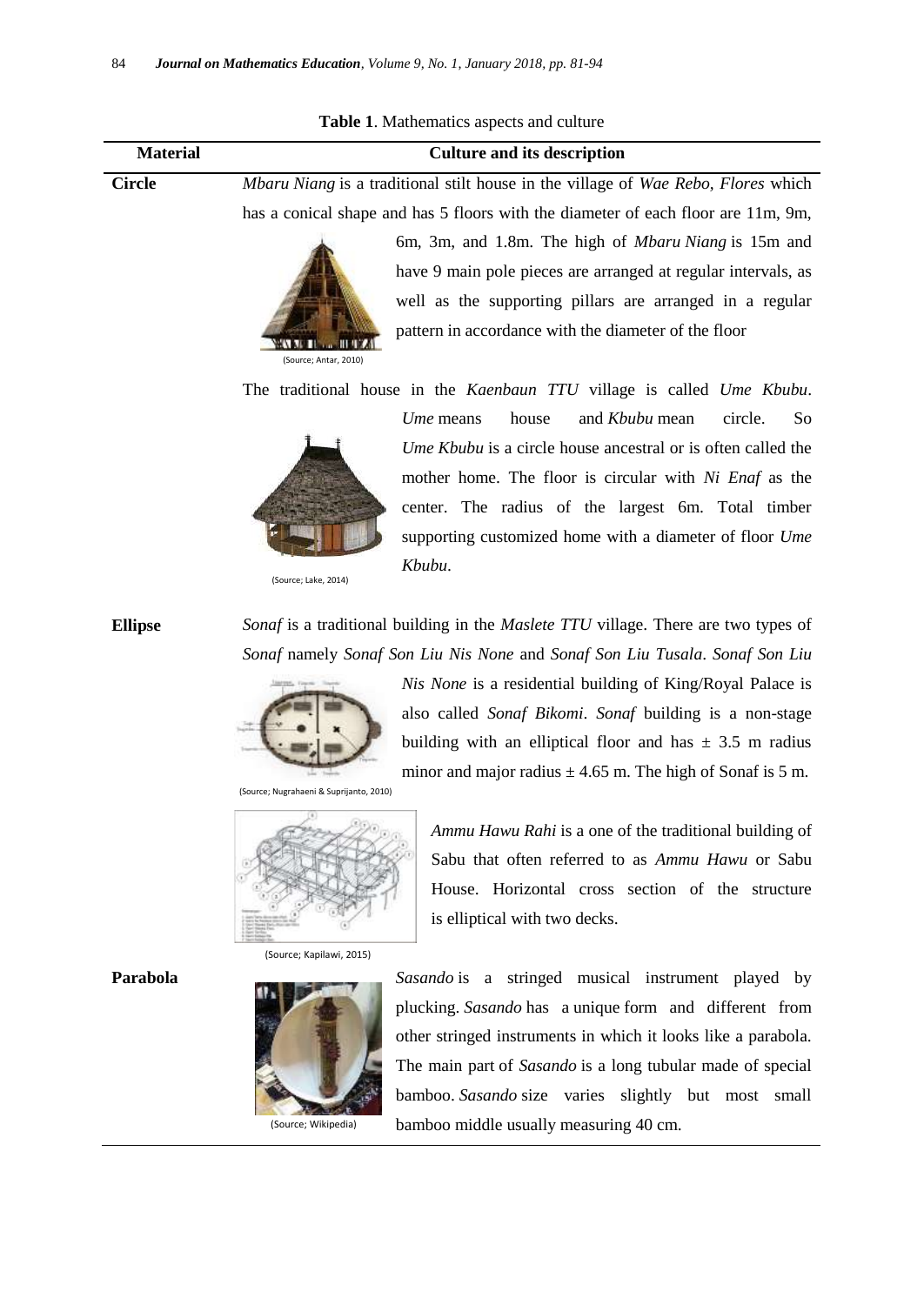**Table 1**. Mathematics aspects and culture

| Material | Culture and its description |
|---|---|
| **Circle** | *Mbaru Niang* is a traditional stilt house in the village of *Wae Rebo, Flores* which has a conical shape and has 5 floors with the diameter of each floor are 11m, 9m, 6m, 3m, and 1.8m. The high of *Mbaru Niang* is 15m and have 9 main pole pieces are arranged at regular intervals, as well as the supporting pillars are arranged in a regular pattern in accordance with the diameter of the floor (Source; Antar, 2010) |
| | The traditional house in the *Kaenbaun TTU* village is called *Ume Kbubu*. *Ume* means house and *Kbubu* mean circle. So *Ume Kbubu* is a circle house ancestral or is often called the mother home. The floor is circular with *Ni Enaf* as the center. The radius of the largest 6m. Total timber supporting customized home with a diameter of floor *Ume Kbubu*. (Source; Lake, 2014) |
| **Ellipse** | *Sonaf* is a traditional building in the *Maslete TTU* village. There are two types of *Sonaf* namely *Sonaf Son Liu Nis None* and *Sonaf Son Liu Tusala*. *Sonaf Son Liu Nis None* is a residential building of King/Royal Palace is also called *Sonaf Bikomi*. *Sonaf* building is a non-stage building with an elliptical floor and has ± 3.5 m radius minor and major radius ± 4.65 m. The high of Sonaf is 5 m. (Source; Nugrahaeni & Suprijanto, 2010) |
| | *Ammu Hawu Rahi* is a one of the traditional building of Sabu that often referred to as *Ammu Hawu* or Sabu House. Horizontal cross section of the structure is elliptical with two decks. (Source; Kapilawi, 2015) |
| **Parabola** | *Sasando* is a stringed musical instrument played by plucking. *Sasando* has a unique form and different from other stringed instruments in which it looks like a parabola. The main part of *Sasando* is a long tubular made of special bamboo. *Sasando* size varies slightly but most small bamboo middle usually measuring 40 cm. (Source; Wikipedia) |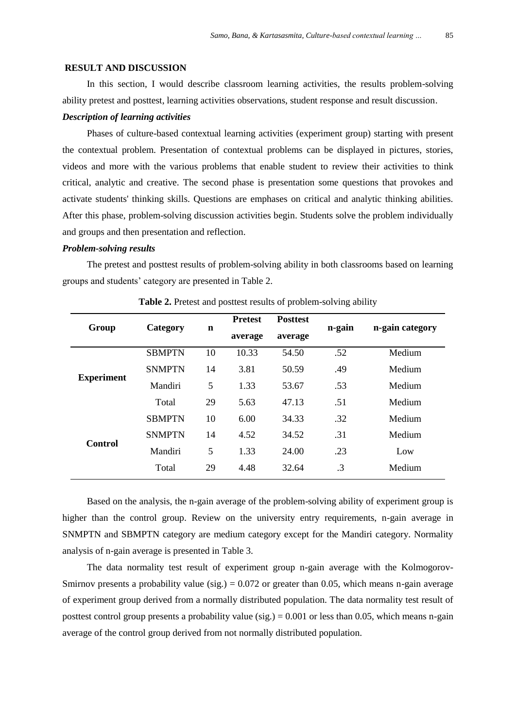## RESULT AND DISCUSSION

In this section, I would describe classroom learning activities, the results problem-solving ability pretest and posttest, learning activities observations, student response and result discussion.

### *Description of learning activities*

Phases of culture-based contextual learning activities (experiment group) starting with present the contextual problem. Presentation of contextual problems can be displayed in pictures, stories, videos and more with the various problems that enable student to review their activities to think critical, analytic and creative. The second phase is presentation some questions that provokes and activate students' thinking skills. Questions are emphases on critical and analytic thinking abilities. After this phase, problem-solving discussion activities begin. Students solve the problem individually and groups and then presentation and reflection.

### *Problem-solving results*

The pretest and posttest results of problem-solving ability in both classrooms based on learning groups and students' category are presented in Table 2.

**Table 2.** Pretest and posttest results of problem-solving ability

| Group | Category | n | Pretest average | Posttest average | n-gain | n-gain category |
|---|---|---|---|---|---|---|
| Experiment | SBMPTN | 10 | 10.33 | 54.50 | .52 | Medium |
| | SNMPTN | 14 | 3.81 | 50.59 | .49 | Medium |
| | Mandiri | 5 | 1.33 | 53.67 | .53 | Medium |
| | Total | 29 | 5.63 | 47.13 | .51 | Medium |
| Control | SBMPTN | 10 | 6.00 | 34.33 | .32 | Medium |
| | SNMPTN | 14 | 4.52 | 34.52 | .31 | Medium |
| | Mandiri | 5 | 1.33 | 24.00 | .23 | Low |
| | Total | 29 | 4.48 | 32.64 | .3 | Medium |

Based on the analysis, the n-gain average of the problem-solving ability of experiment group is higher than the control group. Review on the university entry requirements, n-gain average in SNMPTN and SBMPTN category are medium category except for the Mandiri category. Normality analysis of n-gain average is presented in Table 3.

The data normality test result of experiment group n-gain average with the Kolmogorov-Smirnov presents a probability value (sig.) = 0.072 or greater than 0.05, which means n-gain average of experiment group derived from a normally distributed population. The data normality test result of posttest control group presents a probability value (sig.) = 0.001 or less than 0.05, which means n-gain average of the control group derived from not normally distributed population.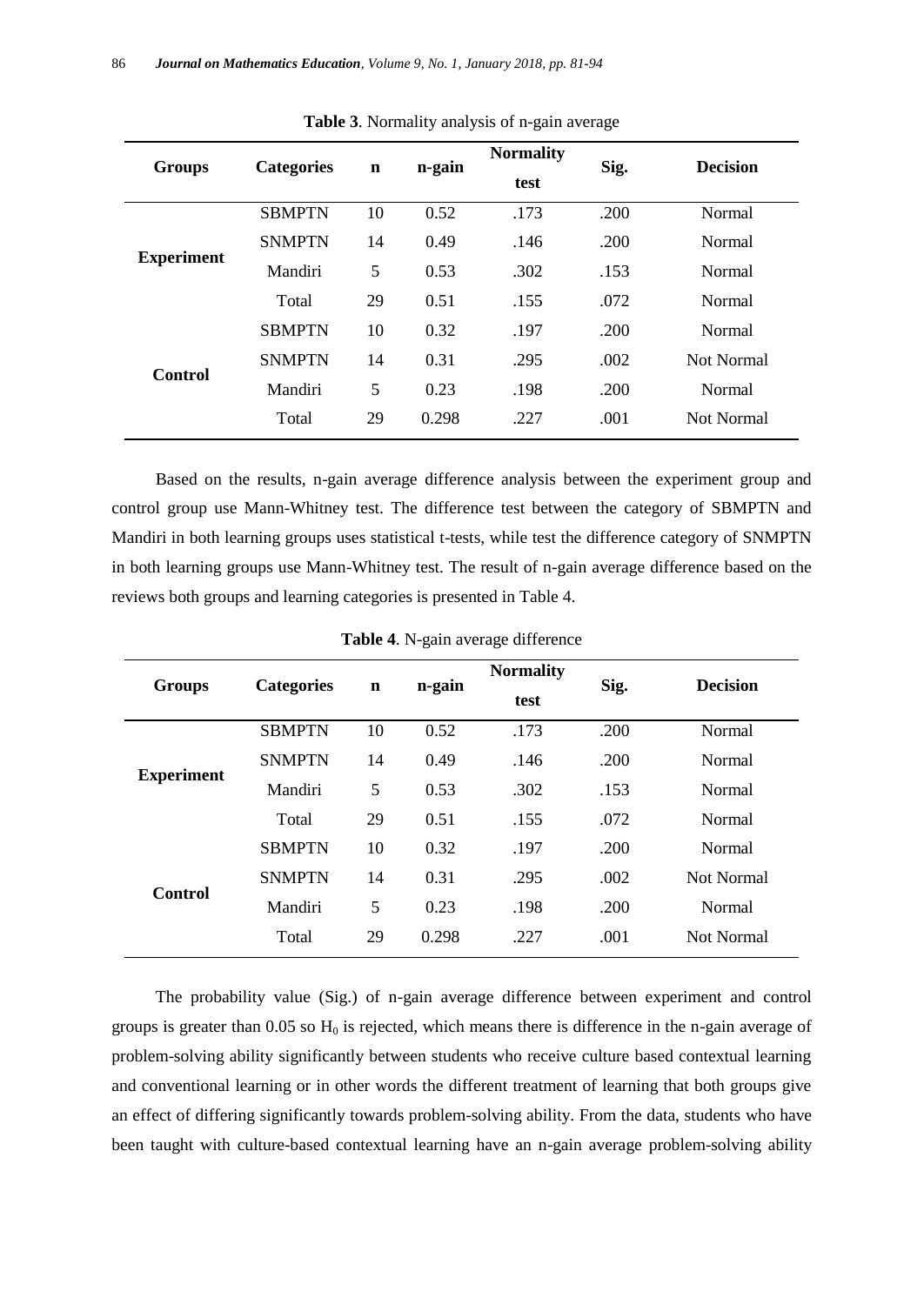**Table 3**. Normality analysis of n-gain average

| Groups | Categories | n | n-gain | Normality test | Sig. | Decision |
|---|---|---|---|---|---|---|
| Experiment | SBMPTN | 10 | 0.52 | .173 | .200 | Normal |
| | SNMPTN | 14 | 0.49 | .146 | .200 | Normal |
| | Mandiri | 5 | 0.53 | .302 | .153 | Normal |
| | Total | 29 | 0.51 | .155 | .072 | Normal |
| Control | SBMPTN | 10 | 0.32 | .197 | .200 | Normal |
| | SNMPTN | 14 | 0.31 | .295 | .002 | Not Normal |
| | Mandiri | 5 | 0.23 | .198 | .200 | Normal |
| | Total | 29 | 0.298 | .227 | .001 | Not Normal |

Based on the results, n-gain average difference analysis between the experiment group and control group use Mann-Whitney test. The difference test between the category of SBMPTN and Mandiri in both learning groups uses statistical t-tests, while test the difference category of SNMPTN in both learning groups use Mann-Whitney test. The result of n-gain average difference based on the reviews both groups and learning categories is presented in Table 4.

**Table 4**. N-gain average difference

| Groups | Categories | n | n-gain | Normality test | Sig. | Decision |
|---|---|---|---|---|---|---|
| Experiment | SBMPTN | 10 | 0.52 | .173 | .200 | Normal |
| | SNMPTN | 14 | 0.49 | .146 | .200 | Normal |
| | Mandiri | 5 | 0.53 | .302 | .153 | Normal |
| | Total | 29 | 0.51 | .155 | .072 | Normal |
| Control | SBMPTN | 10 | 0.32 | .197 | .200 | Normal |
| | SNMPTN | 14 | 0.31 | .295 | .002 | Not Normal |
| | Mandiri | 5 | 0.23 | .198 | .200 | Normal |
| | Total | 29 | 0.298 | .227 | .001 | Not Normal |

The probability value (Sig.) of n-gain average difference between experiment and control groups is greater than 0.05 so $H_0$ is rejected, which means there is difference in the n-gain average of problem-solving ability significantly between students who receive culture based contextual learning and conventional learning or in other words the different treatment of learning that both groups give an effect of differing significantly towards problem-solving ability. From the data, students who have been taught with culture-based contextual learning have an n-gain average problem-solving ability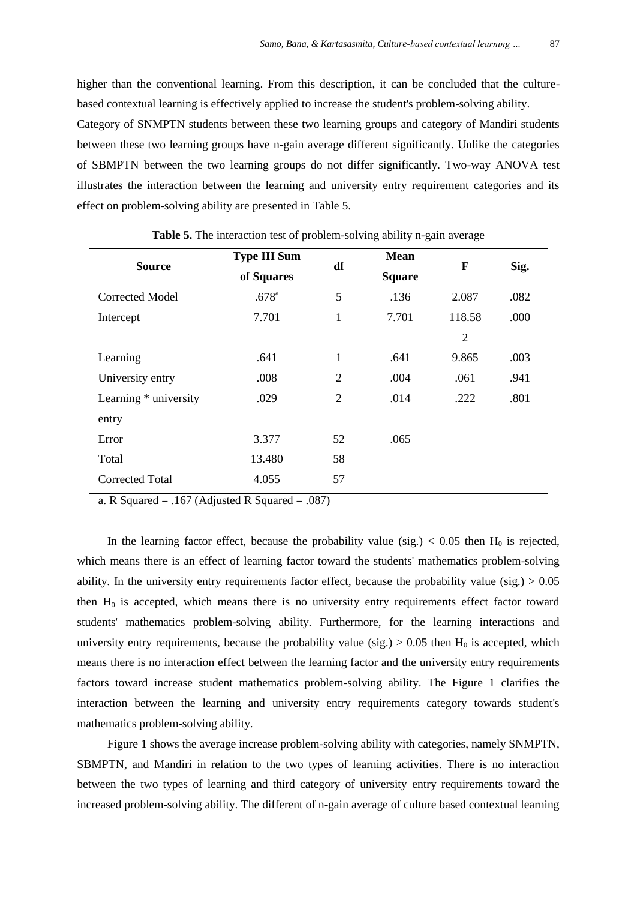higher than the conventional learning. From this description, it can be concluded that the culture-based contextual learning is effectively applied to increase the student's problem-solving ability.

Category of SNMPTN students between these two learning groups and category of Mandiri students between these two learning groups have n-gain average different significantly. Unlike the categories of SBMPTN between the two learning groups do not differ significantly. Two-way ANOVA test illustrates the interaction between the learning and university entry requirement categories and its effect on problem-solving ability are presented in Table 5.

**Table 5.** The interaction test of problem-solving ability n-gain average

| Source | Type III Sum of Squares | df | Mean Square | F | Sig. |
|---|---|---|---|---|---|
| Corrected Model | .678[a] | 5 | .136 | 2.087 | .082 |
| Intercept | 7.701 | 1 | 7.701 | 118.582 | .000 |
| Learning | .641 | 1 | .641 | 9.865 | .003 |
| University entry | .008 | 2 | .004 | .061 | .941 |
| Learning * university entry | .029 | 2 | .014 | .222 | .801 |
| Error | 3.377 | 52 | .065 | | |
| Total | 13.480 | 58 | | | |
| Corrected Total | 4.055 | 57 | | | |

a. R Squared = .167 (Adjusted R Squared = .087)

In the learning factor effect, because the probability value (sig.) $< 0.05$ then $H_0$ is rejected, which means there is an effect of learning factor toward the students' mathematics problem-solving ability. In the university entry requirements factor effect, because the probability value (sig.) $> 0.05$ then $H_0$ is accepted, which means there is no university entry requirements effect factor toward students' mathematics problem-solving ability. Furthermore, for the learning interactions and university entry requirements, because the probability value (sig.) $> 0.05$ then $H_0$ is accepted, which means there is no interaction effect between the learning factor and the university entry requirements factors toward increase student mathematics problem-solving ability. The Figure 1 clarifies the interaction between the learning and university entry requirements category towards student's mathematics problem-solving ability.

Figure 1 shows the average increase problem-solving ability with categories, namely SNMPTN, SBMPTN, and Mandiri in relation to the two types of learning activities. There is no interaction between the two types of learning and third category of university entry requirements toward the increased problem-solving ability. The different of n-gain average of culture based contextual learning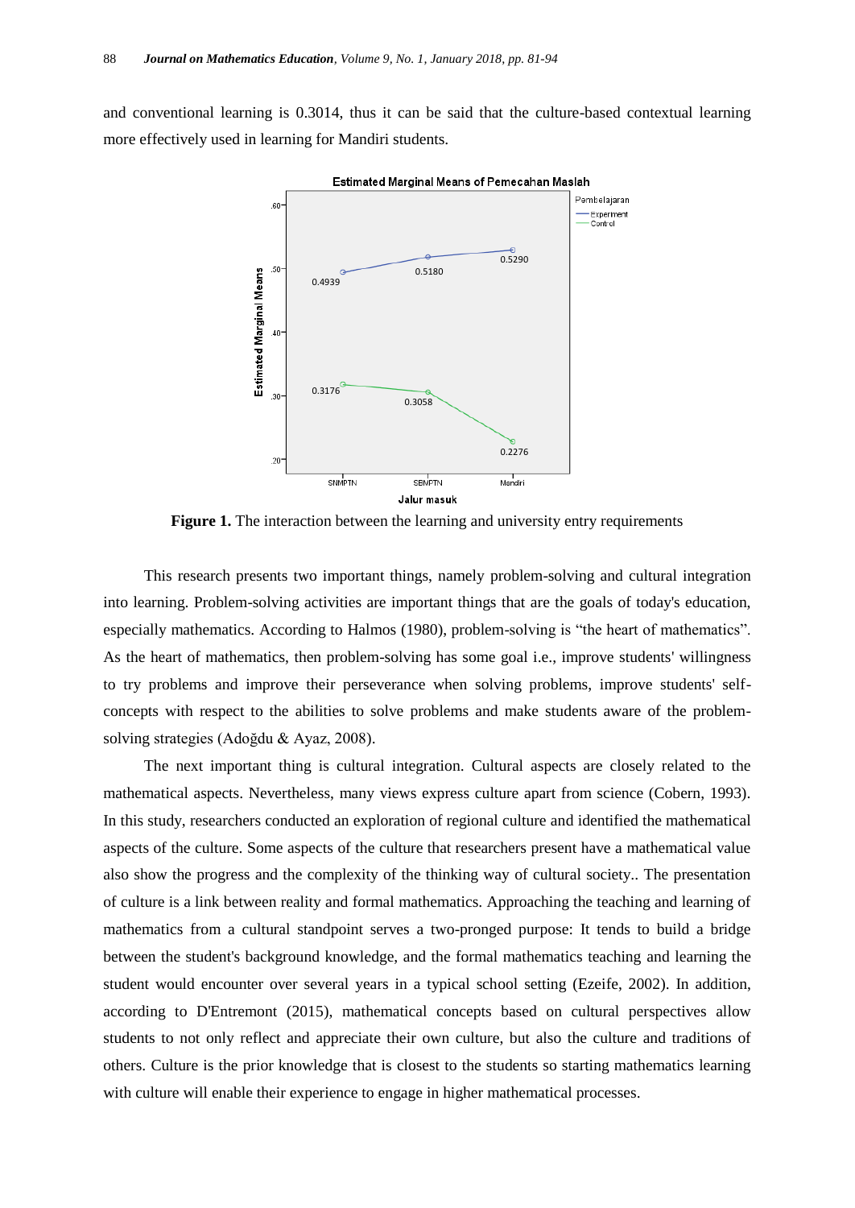and conventional learning is 0.3014, thus it can be said that the culture-based contextual learning more effectively used in learning for Mandiri students.

**Figure 1.** The interaction between the learning and university entry requirements

This research presents two important things, namely problem-solving and cultural integration into learning. Problem-solving activities are important things that are the goals of today's education, especially mathematics. According to Halmos (1980), problem-solving is "the heart of mathematics". As the heart of mathematics, then problem-solving has some goal i.e., improve students' willingness to try problems and improve their perseverance when solving problems, improve students' self-concepts with respect to the abilities to solve problems and make students aware of the problem-solving strategies (Adoğdu & Ayaz, 2008).

The next important thing is cultural integration. Cultural aspects are closely related to the mathematical aspects. Nevertheless, many views express culture apart from science (Cobern, 1993). In this study, researchers conducted an exploration of regional culture and identified the mathematical aspects of the culture. Some aspects of the culture that researchers present have a mathematical value also show the progress and the complexity of the thinking way of cultural society.. The presentation of culture is a link between reality and formal mathematics. Approaching the teaching and learning of mathematics from a cultural standpoint serves a two-pronged purpose: It tends to build a bridge between the student's background knowledge, and the formal mathematics teaching and learning the student would encounter over several years in a typical school setting (Ezeife, 2002). In addition, according to D'Entremont (2015), mathematical concepts based on cultural perspectives allow students to not only reflect and appreciate their own culture, but also the culture and traditions of others. Culture is the prior knowledge that is closest to the students so starting mathematics learning with culture will enable their experience to engage in higher mathematical processes.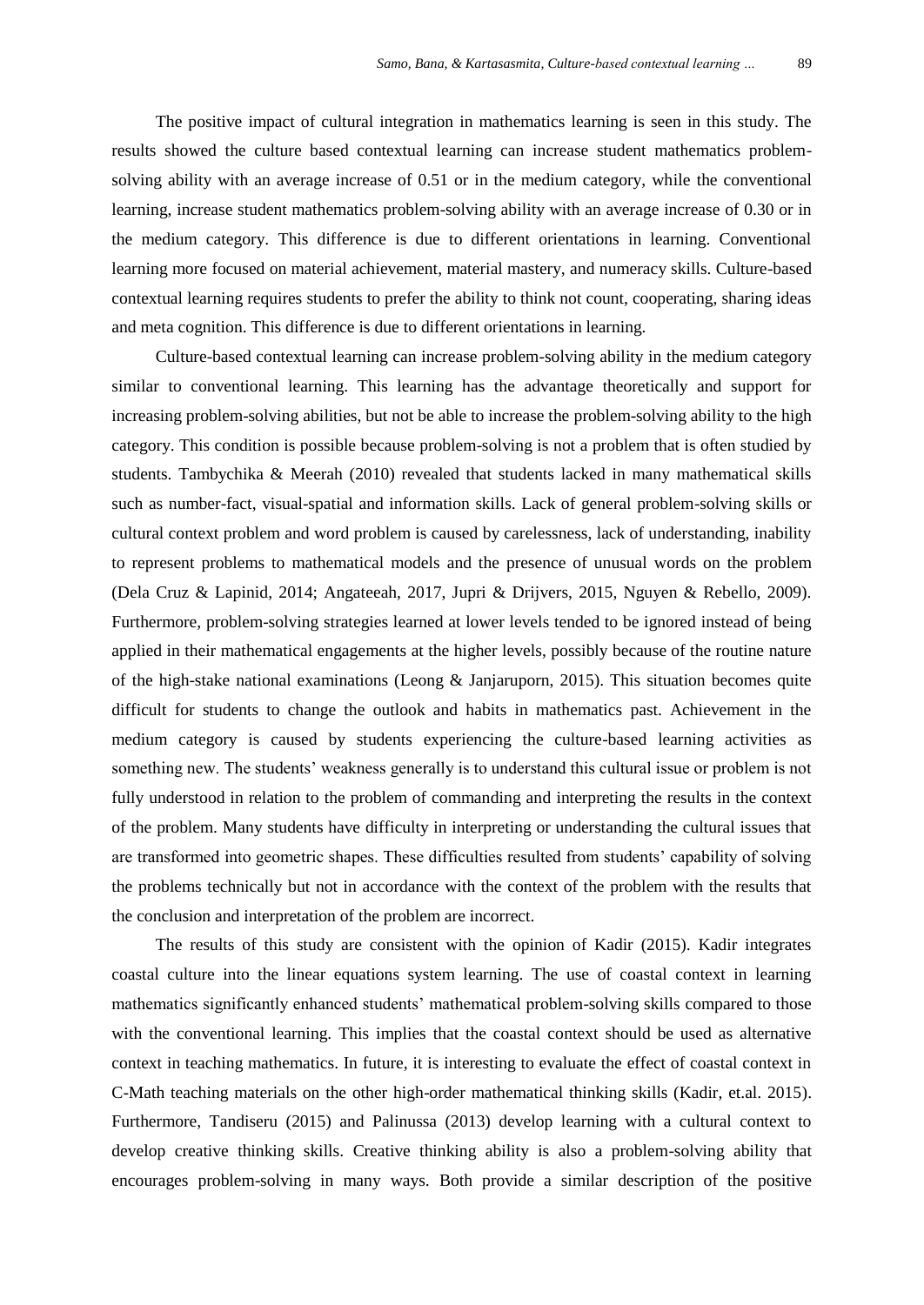The positive impact of cultural integration in mathematics learning is seen in this study. The results showed the culture based contextual learning can increase student mathematics problem-solving ability with an average increase of 0.51 or in the medium category, while the conventional learning, increase student mathematics problem-solving ability with an average increase of 0.30 or in the medium category. This difference is due to different orientations in learning. Conventional learning more focused on material achievement, material mastery, and numeracy skills. Culture-based contextual learning requires students to prefer the ability to think not count, cooperating, sharing ideas and meta cognition. This difference is due to different orientations in learning.

Culture-based contextual learning can increase problem-solving ability in the medium category similar to conventional learning. This learning has the advantage theoretically and support for increasing problem-solving abilities, but not be able to increase the problem-solving ability to the high category. This condition is possible because problem-solving is not a problem that is often studied by students. Tambychika & Meerah (2010) revealed that students lacked in many mathematical skills such as number-fact, visual-spatial and information skills. Lack of general problem-solving skills or cultural context problem and word problem is caused by carelessness, lack of understanding, inability to represent problems to mathematical models and the presence of unusual words on the problem (Dela Cruz & Lapinid, 2014; Angateeah, 2017, Jupri & Drijvers, 2015, Nguyen & Rebello, 2009). Furthermore, problem-solving strategies learned at lower levels tended to be ignored instead of being applied in their mathematical engagements at the higher levels, possibly because of the routine nature of the high-stake national examinations (Leong & Janjaruporn, 2015). This situation becomes quite difficult for students to change the outlook and habits in mathematics past. Achievement in the medium category is caused by students experiencing the culture-based learning activities as something new. The students' weakness generally is to understand this cultural issue or problem is not fully understood in relation to the problem of commanding and interpreting the results in the context of the problem. Many students have difficulty in interpreting or understanding the cultural issues that are transformed into geometric shapes. These difficulties resulted from students' capability of solving the problems technically but not in accordance with the context of the problem with the results that the conclusion and interpretation of the problem are incorrect.

The results of this study are consistent with the opinion of Kadir (2015). Kadir integrates coastal culture into the linear equations system learning. The use of coastal context in learning mathematics significantly enhanced students' mathematical problem-solving skills compared to those with the conventional learning. This implies that the coastal context should be used as alternative context in teaching mathematics. In future, it is interesting to evaluate the effect of coastal context in C-Math teaching materials on the other high-order mathematical thinking skills (Kadir, et.al. 2015). Furthermore, Tandiseru (2015) and Palinussa (2013) develop learning with a cultural context to develop creative thinking skills. Creative thinking ability is also a problem-solving ability that encourages problem-solving in many ways. Both provide a similar description of the positive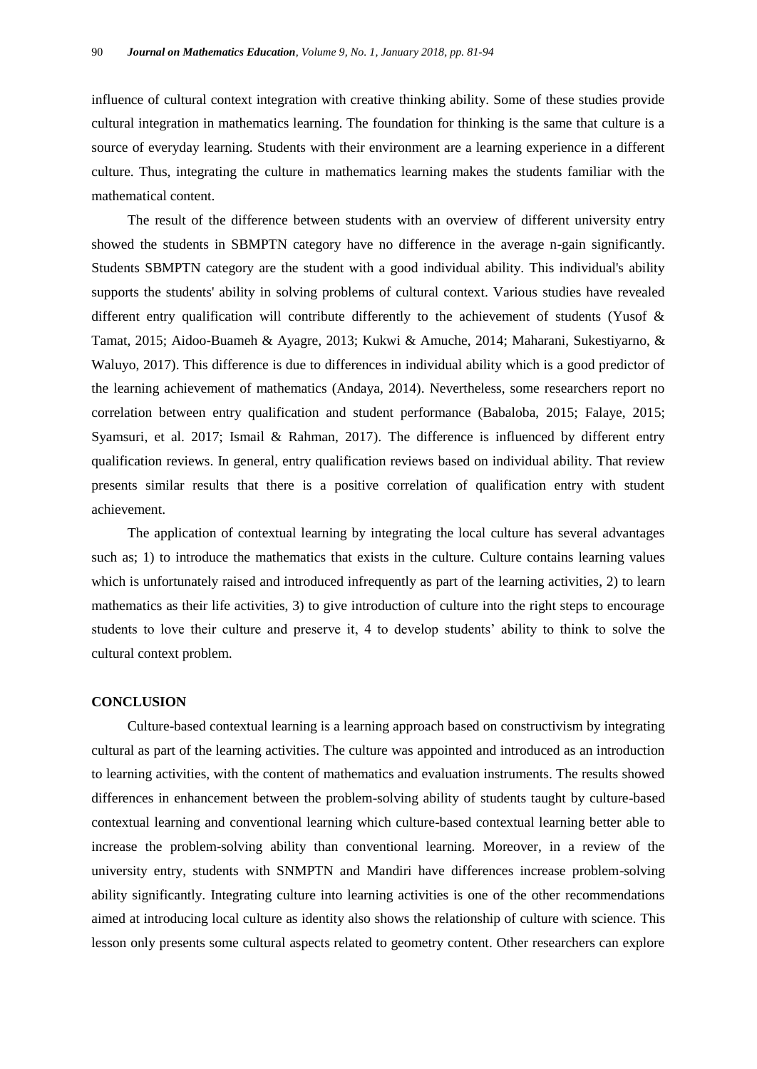influence of cultural context integration with creative thinking ability. Some of these studies provide cultural integration in mathematics learning. The foundation for thinking is the same that culture is a source of everyday learning. Students with their environment are a learning experience in a different culture. Thus, integrating the culture in mathematics learning makes the students familiar with the mathematical content.

The result of the difference between students with an overview of different university entry showed the students in SBMPTN category have no difference in the average n-gain significantly. Students SBMPTN category are the student with a good individual ability. This individual's ability supports the students' ability in solving problems of cultural context. Various studies have revealed different entry qualification will contribute differently to the achievement of students (Yusof & Tamat, 2015; Aidoo-Buameh & Ayagre, 2013; Kukwi & Amuche, 2014; Maharani, Sukestiyarno, & Waluyo, 2017). This difference is due to differences in individual ability which is a good predictor of the learning achievement of mathematics (Andaya, 2014). Nevertheless, some researchers report no correlation between entry qualification and student performance (Babaloba, 2015; Falaye, 2015; Syamsuri, et al. 2017; Ismail & Rahman, 2017). The difference is influenced by different entry qualification reviews. In general, entry qualification reviews based on individual ability. That review presents similar results that there is a positive correlation of qualification entry with student achievement.

The application of contextual learning by integrating the local culture has several advantages such as; 1) to introduce the mathematics that exists in the culture. Culture contains learning values which is unfortunately raised and introduced infrequently as part of the learning activities, 2) to learn mathematics as their life activities, 3) to give introduction of culture into the right steps to encourage students to love their culture and preserve it, 4 to develop students' ability to think to solve the cultural context problem.

## CONCLUSION

Culture-based contextual learning is a learning approach based on constructivism by integrating cultural as part of the learning activities. The culture was appointed and introduced as an introduction to learning activities, with the content of mathematics and evaluation instruments. The results showed differences in enhancement between the problem-solving ability of students taught by culture-based contextual learning and conventional learning which culture-based contextual learning better able to increase the problem-solving ability than conventional learning. Moreover, in a review of the university entry, students with SNMPTN and Mandiri have differences increase problem-solving ability significantly. Integrating culture into learning activities is one of the other recommendations aimed at introducing local culture as identity also shows the relationship of culture with science. This lesson only presents some cultural aspects related to geometry content. Other researchers can explore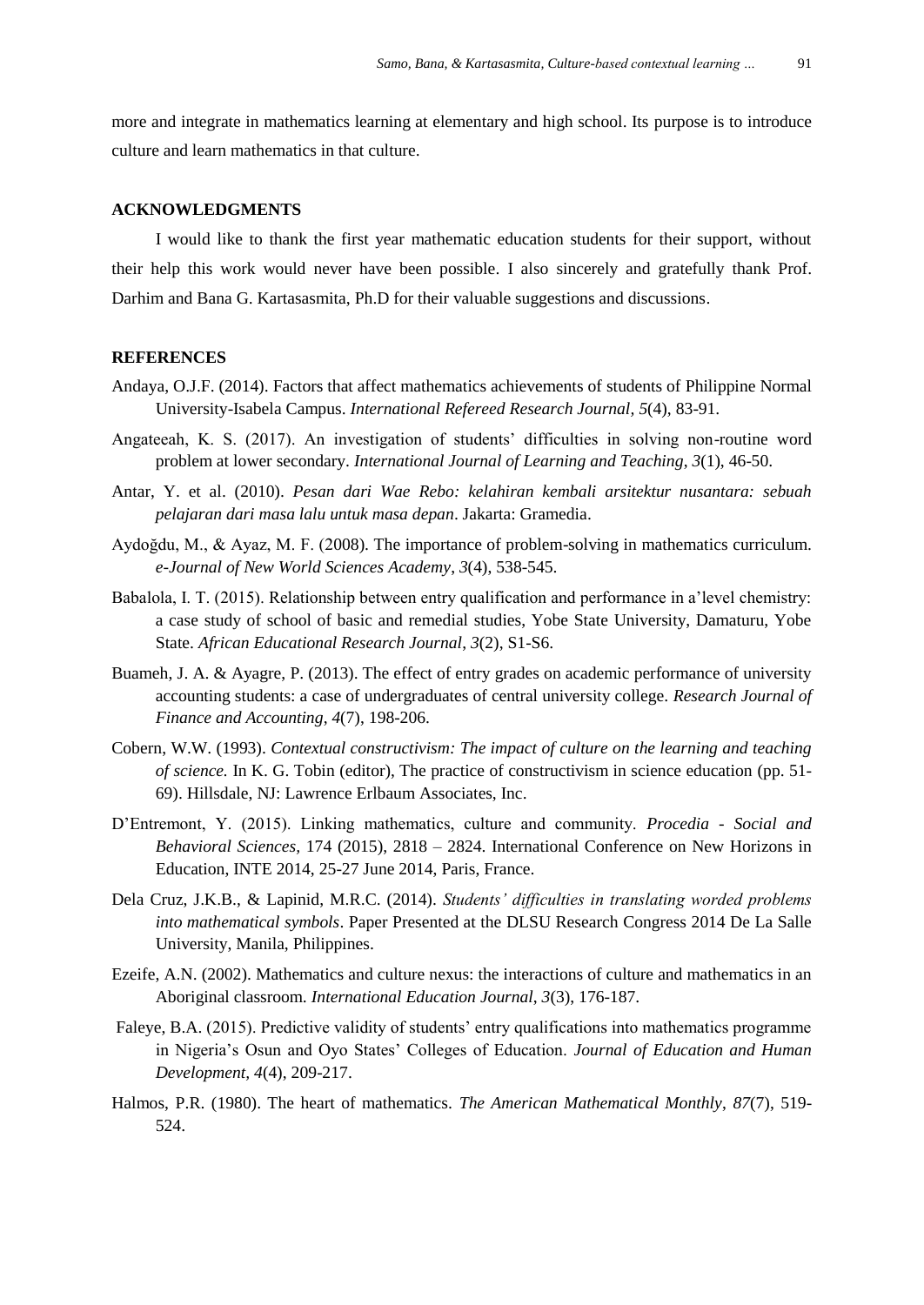more and integrate in mathematics learning at elementary and high school. Its purpose is to introduce culture and learn mathematics in that culture.

## ACKNOWLEDGMENTS

I would like to thank the first year mathematic education students for their support, without their help this work would never have been possible. I also sincerely and gratefully thank Prof. Darhim and Bana G. Kartasasmita, Ph.D for their valuable suggestions and discussions.

## REFERENCES

Andaya, O.J.F. (2014). Factors that affect mathematics achievements of students of Philippine Normal University-Isabela Campus. *International Refereed Research Journal, 5*(4), 83-91.

Angateeah, K. S. (2017). An investigation of students' difficulties in solving non-routine word problem at lower secondary. *International Journal of Learning and Teaching*, *3*(1), 46-50.

Antar, Y. et al. (2010). *Pesan dari Wae Rebo: kelahiran kembali arsitektur nusantara: sebuah pelajaran dari masa lalu untuk masa depan*. Jakarta: Gramedia.

Aydoğdu, M., & Ayaz, M. F. (2008). The importance of problem-solving in mathematics curriculum. *e-Journal of New World Sciences Academy*, *3*(4), 538-545.

Babalola, I. T. (2015). Relationship between entry qualification and performance in a'level chemistry: a case study of school of basic and remedial studies, Yobe State University, Damaturu, Yobe State. *African Educational Research Journal*, *3*(2), S1-S6.

Buameh, J. A. & Ayagre, P. (2013). The effect of entry grades on academic performance of university accounting students: a case of undergraduates of central university college. *Research Journal of Finance and Accounting*, *4*(7), 198-206.

Cobern, W.W. (1993). *Contextual constructivism: The impact of culture on the learning and teaching of science.* In K. G. Tobin (editor), The practice of constructivism in science education (pp. 51-69). Hillsdale, NJ: Lawrence Erlbaum Associates, Inc.

D'Entremont, Y. (2015). Linking mathematics, culture and community. *Procedia - Social and Behavioral Sciences,* 174 (2015), 2818 – 2824. International Conference on New Horizons in Education, INTE 2014, 25-27 June 2014, Paris, France.

Dela Cruz, J.K.B., & Lapinid, M.R.C. (2014). *Students' difficulties in translating worded problems into mathematical symbols*. Paper Presented at the DLSU Research Congress 2014 De La Salle University, Manila, Philippines.

Ezeife, A.N. (2002). Mathematics and culture nexus: the interactions of culture and mathematics in an Aboriginal classroom. *International Education Journal*, *3*(3), 176-187.

Faleye, B.A. (2015). Predictive validity of students' entry qualifications into mathematics programme in Nigeria's Osun and Oyo States' Colleges of Education. *Journal of Education and Human Development, 4*(4), 209-217.

Halmos, P.R. (1980). The heart of mathematics. *The American Mathematical Monthly*, *87*(7), 519-524.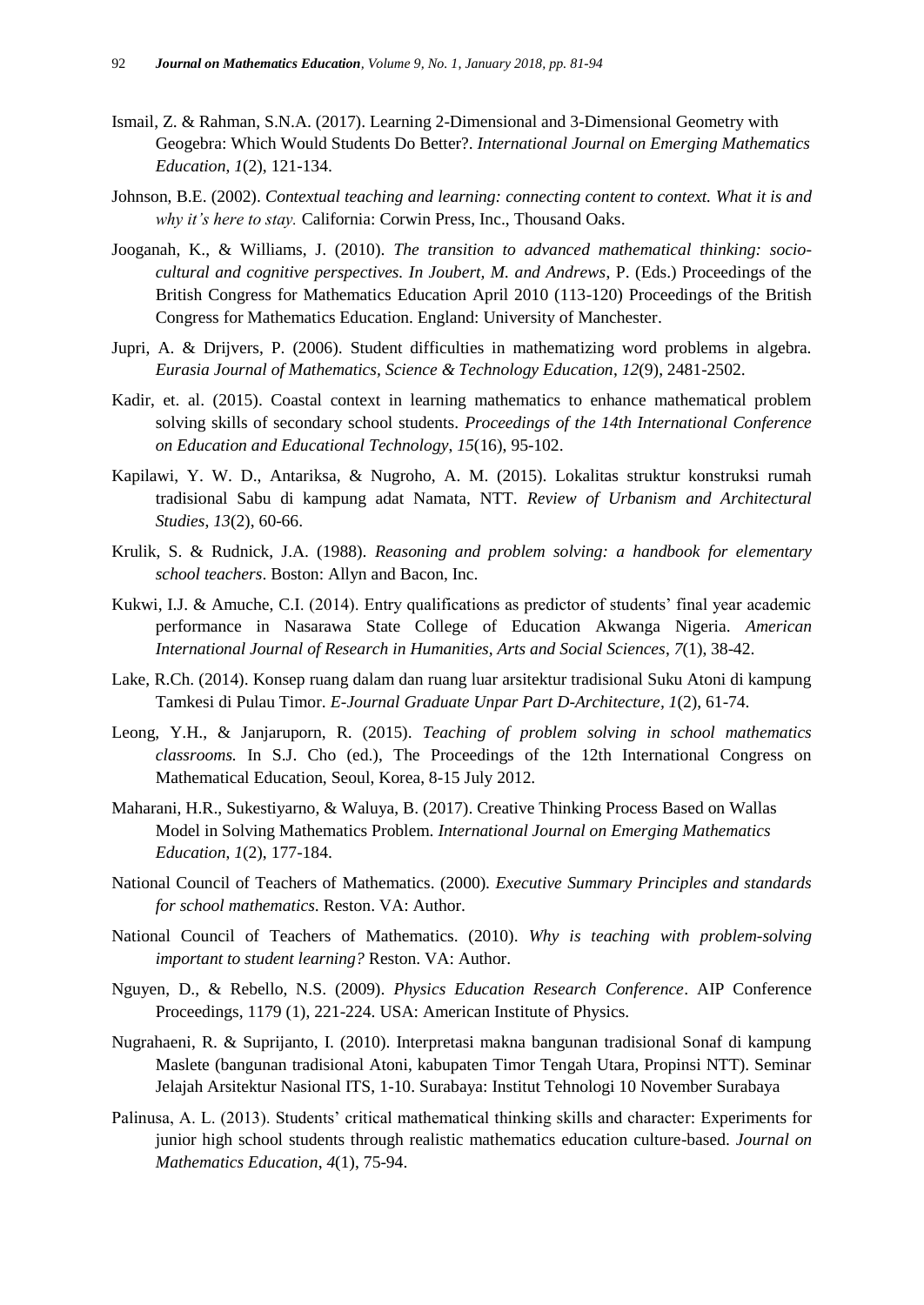Ismail, Z. & Rahman, S.N.A. (2017). Learning 2-Dimensional and 3-Dimensional Geometry with Geogebra: Which Would Students Do Better?. *International Journal on Emerging Mathematics Education*, *1*(2), 121-134.

Johnson, B.E. (2002). *Contextual teaching and learning: connecting content to context. What it is and why it's here to stay.* California: Corwin Press, Inc., Thousand Oaks.

Jooganah, K., & Williams, J. (2010). *The transition to advanced mathematical thinking: socio-cultural and cognitive perspectives. In Joubert, M. and Andrews*, P. (Eds.) Proceedings of the British Congress for Mathematics Education April 2010 (113-120) Proceedings of the British Congress for Mathematics Education. England: University of Manchester.

Jupri, A. & Drijvers, P. (2006). Student difficulties in mathematizing word problems in algebra. *Eurasia Journal of Mathematics, Science & Technology Education*, *12*(9), 2481-2502.

Kadir, et. al. (2015). Coastal context in learning mathematics to enhance mathematical problem solving skills of secondary school students. *Proceedings of the 14th International Conference on Education and Educational Technology*, *15*(16), 95-102.

Kapilawi, Y. W. D., Antariksa, & Nugroho, A. M. (2015). Lokalitas struktur konstruksi rumah tradisional Sabu di kampung adat Namata, NTT. *Review of Urbanism and Architectural Studies*, *13*(2), 60-66.

Krulik, S. & Rudnick, J.A. (1988). *Reasoning and problem solving: a handbook for elementary school teachers*. Boston: Allyn and Bacon, Inc.

Kukwi, I.J. & Amuche, C.I. (2014). Entry qualifications as predictor of students' final year academic performance in Nasarawa State College of Education Akwanga Nigeria. *American International Journal of Research in Humanities, Arts and Social Sciences*, *7*(1), 38-42.

Lake, R.Ch. (2014). Konsep ruang dalam dan ruang luar arsitektur tradisional Suku Atoni di kampung Tamkesi di Pulau Timor. *E-Journal Graduate Unpar Part D-Architecture*, *1*(2), 61-74.

Leong, Y.H., & Janjaruporn, R. (2015). *Teaching of problem solving in school mathematics classrooms.* In S.J. Cho (ed.), The Proceedings of the 12th International Congress on Mathematical Education, Seoul, Korea, 8-15 July 2012.

Maharani, H.R., Sukestiyarno, & Waluya, B. (2017). Creative Thinking Process Based on Wallas Model in Solving Mathematics Problem. *International Journal on Emerging Mathematics Education*, *1*(2), 177-184.

National Council of Teachers of Mathematics. (2000). *Executive Summary Principles and standards for school mathematics.* Reston. VA: Author.

National Council of Teachers of Mathematics. (2010). *Why is teaching with problem-solving important to student learning?* Reston. VA: Author.

Nguyen, D., & Rebello, N.S. (2009). *Physics Education Research Conference*. AIP Conference Proceedings, 1179 (1), 221-224. USA: American Institute of Physics.

Nugrahaeni, R. & Suprijanto, I. (2010). Interpretasi makna bangunan tradisional Sonaf di kampung Maslete (bangunan tradisional Atoni, kabupaten Timor Tengah Utara, Propinsi NTT). Seminar Jelajah Arsitektur Nasional ITS, 1-10. Surabaya: Institut Tehnologi 10 November Surabaya

Palinusa, A. L. (2013). Students' critical mathematical thinking skills and character: Experiments for junior high school students through realistic mathematics education culture-based. *Journal on Mathematics Education*, *4*(1), 75-94.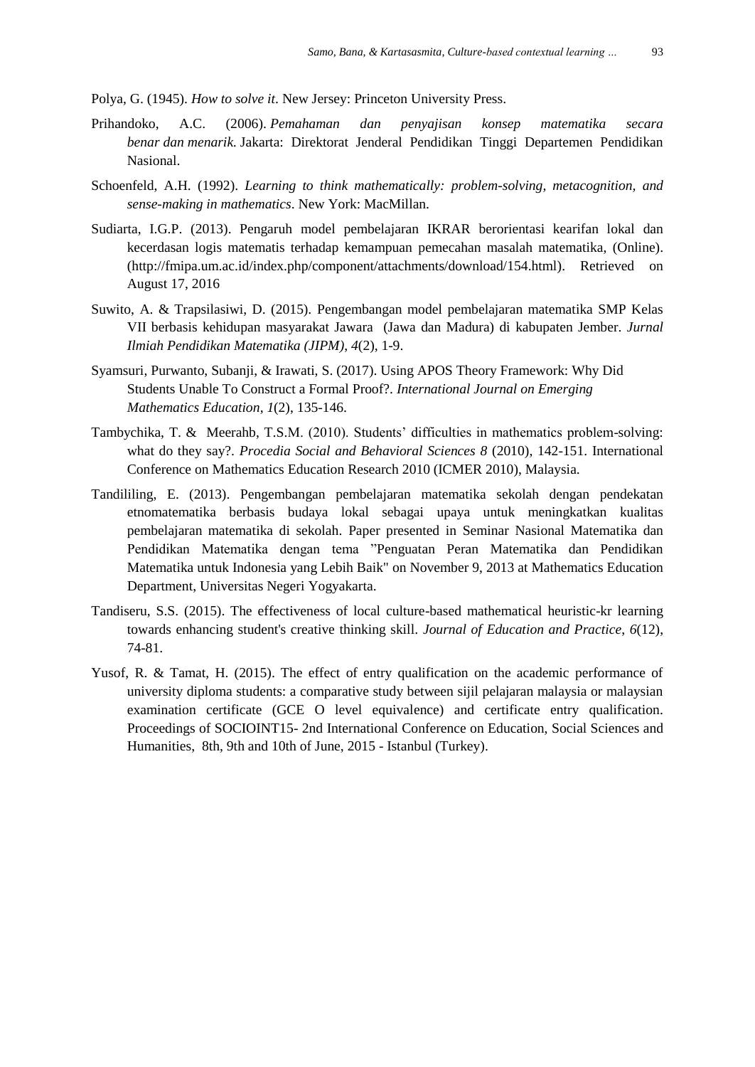Polya, G. (1945). *How to solve it*. New Jersey: Princeton University Press.

Prihandoko, A.C. (2006). *Pemahaman dan penyajisan konsep matematika secara benar dan menarik*. Jakarta: Direktorat Jenderal Pendidikan Tinggi Departemen Pendidikan Nasional.

Schoenfeld, A.H. (1992). *Learning to think mathematically: problem-solving, metacognition, and sense-making in mathematics*. New York: MacMillan.

Sudiarta, I.G.P. (2013). Pengaruh model pembelajaran IKRAR berorientasi kearifan lokal dan kecerdasan logis matematis terhadap kemampuan pemecahan masalah matematika, (Online). (http://fmipa.um.ac.id/index.php/component/attachments/download/154.html). Retrieved on August 17, 2016

Suwito, A. & Trapsilasiwi, D. (2015). Pengembangan model pembelajaran matematika SMP Kelas VII berbasis kehidupan masyarakat Jawara (Jawa dan Madura) di kabupaten Jember. *Jurnal Ilmiah Pendidikan Matematika (JIPM)*, *4*(2), 1-9.

Syamsuri, Purwanto, Subanji, & Irawati, S. (2017). Using APOS Theory Framework: Why Did Students Unable To Construct a Formal Proof?. *International Journal on Emerging Mathematics Education*, *1*(2), 135-146.

Tambychika, T. & Meerahb, T.S.M. (2010). Students' difficulties in mathematics problem-solving: what do they say?. *Procedia Social and Behavioral Sciences 8* (2010), 142-151. International Conference on Mathematics Education Research 2010 (ICMER 2010), Malaysia.

Tandililing, E. (2013). Pengembangan pembelajaran matematika sekolah dengan pendekatan etnomatematika berbasis budaya lokal sebagai upaya untuk meningkatkan kualitas pembelajaran matematika di sekolah. Paper presented in Seminar Nasional Matematika dan Pendidikan Matematika dengan tema "Penguatan Peran Matematika dan Pendidikan Matematika untuk Indonesia yang Lebih Baik" on November 9, 2013 at Mathematics Education Department, Universitas Negeri Yogyakarta.

Tandiseru, S.S. (2015). The effectiveness of local culture-based mathematical heuristic-kr learning towards enhancing student's creative thinking skill. *Journal of Education and Practice*, *6*(12), 74-81.

Yusof, R. & Tamat, H. (2015). The effect of entry qualification on the academic performance of university diploma students: a comparative study between sijil pelajaran malaysia or malaysian examination certificate (GCE O level equivalence) and certificate entry qualification. Proceedings of SOCIOINT15- 2nd International Conference on Education, Social Sciences and Humanities, 8th, 9th and 10th of June, 2015 - Istanbul (Turkey).